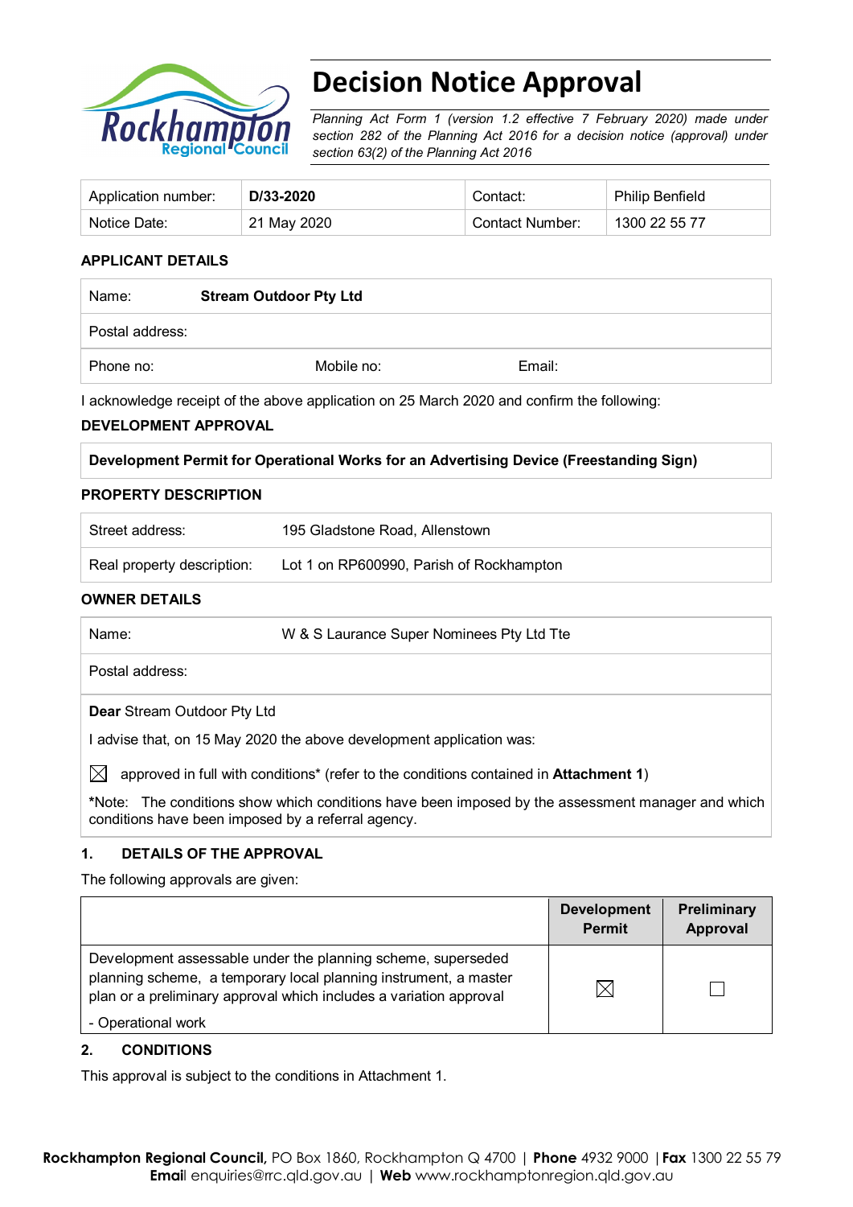# Decision Notice Approval

*Planning Act Form 1 (version 1.2 effective 7 February 2020) made under section 282 of the Planning Act 2016 for a decision notice (approval) under section 63(2) of the Planning Act 2016*

| Application number: | **D/33-2020** | Contact: | Philip Benfield |
|---|---|---|---|
| Notice Date: | 21 May 2020 | Contact Number: | 1300 22 55 77 |

### APPLICANT DETAILS

| Name: | **Stream Outdoor Pty Ltd** | |
|---|---|---|
| Postal address: | | |
| Phone no: | Mobile no: | Email: |

I acknowledge receipt of the above application on 25 March 2020 and confirm the following:

### DEVELOPMENT APPROVAL

| **Development Permit for Operational Works for an Advertising Device (Freestanding Sign)** |
|---|

### PROPERTY DESCRIPTION

| Street address: | 195 Gladstone Road, Allenstown |
|---|---|
| Real property description: | Lot 1 on RP600990, Parish of Rockhampton |

### OWNER DETAILS

| Name: | W & S Laurance Super Nominees Pty Ltd Tte |
|---|---|
| Postal address: | |

**Dear** Stream Outdoor Pty Ltd

I advise that, on 15 May 2020 the above development application was:

☒ approved in full with conditions* (refer to the conditions contained in **Attachment 1**)

*Note: The conditions show which conditions have been imposed by the assessment manager and which conditions have been imposed by a referral agency.

### 1. DETAILS OF THE APPROVAL

The following approvals are given:

| | **Development Permit** | **Preliminary Approval** |
|---|---|---|
| Development assessable under the planning scheme, superseded planning scheme, a temporary local planning instrument, a master plan or a preliminary approval which includes a variation approval<br>- Operational work | ☒ | ☐ |

### 2. CONDITIONS

This approval is subject to the conditions in Attachment 1.

**Rockhampton Regional Council**, PO Box 1860, Rockhampton Q 4700 | **Phone** 4932 9000 | **Fax** 1300 22 55 79
**Email** enquiries@rrc.qld.gov.au | **Web** www.rockhamptonregion.qld.gov.au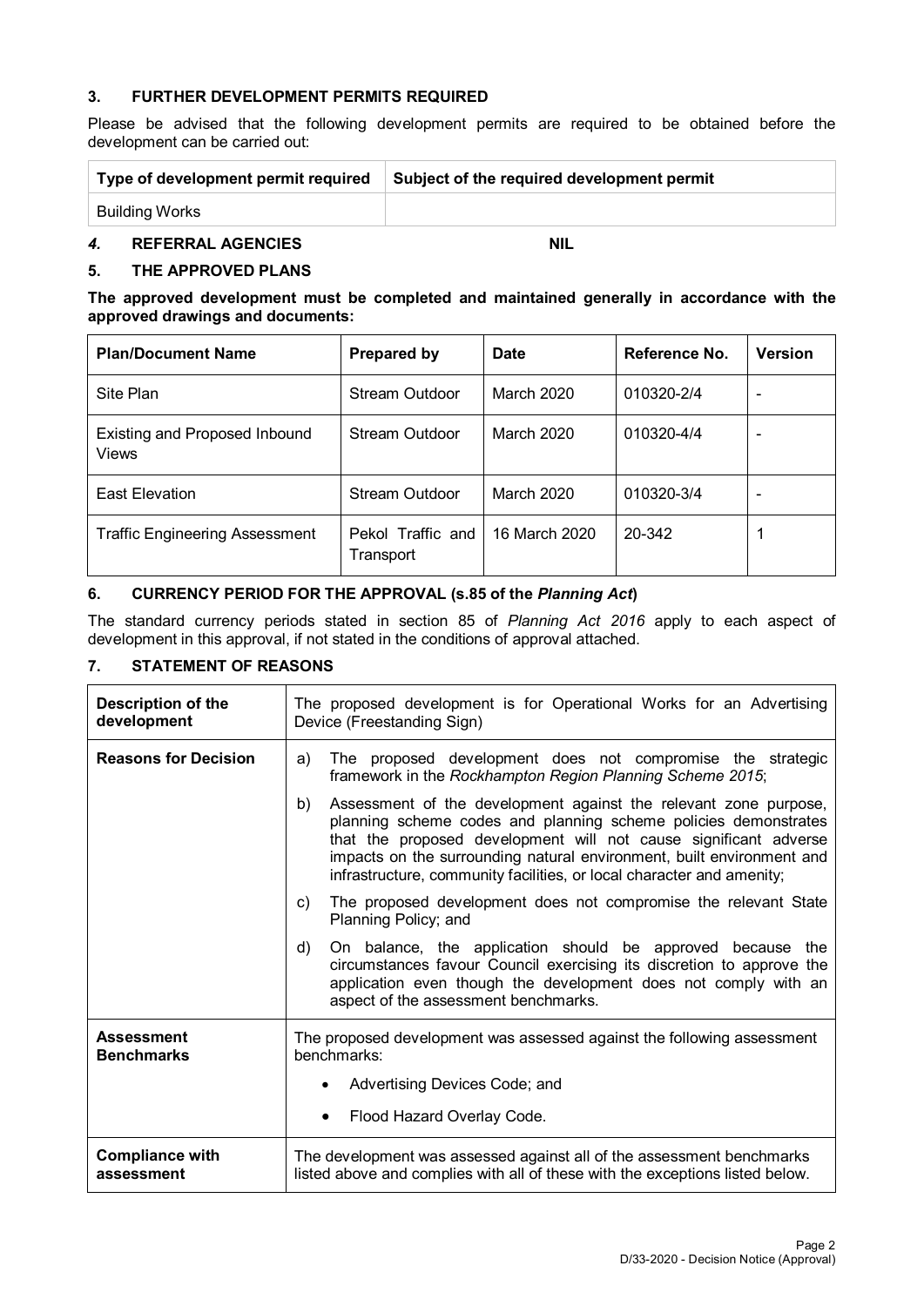## 3. FURTHER DEVELOPMENT PERMITS REQUIRED

Please be advised that the following development permits are required to be obtained before the development can be carried out:

| Type of development permit required | Subject of the required development permit |
| --- | --- |
| Building Works | |

## *4.* REFERRAL AGENCIES NIL

## 5. THE APPROVED PLANS

**The approved development must be completed and maintained generally in accordance with the approved drawings and documents:**

| Plan/Document Name | Prepared by | Date | Reference No. | Version |
| --- | --- | --- | --- | --- |
| Site Plan | Stream Outdoor | March 2020 | 010320-2/4 | - |
| Existing and Proposed Inbound Views | Stream Outdoor | March 2020 | 010320-4/4 | - |
| East Elevation | Stream Outdoor | March 2020 | 010320-3/4 | - |
| Traffic Engineering Assessment | Pekol Traffic and Transport | 16 March 2020 | 20-342 | 1 |

## 6. CURRENCY PERIOD FOR THE APPROVAL (s.85 of the *Planning Act*)

The standard currency periods stated in section 85 of *Planning Act 2016* apply to each aspect of development in this approval, if not stated in the conditions of approval attached.

## 7. STATEMENT OF REASONS

| Description of the development | The proposed development is for Operational Works for an Advertising Device (Freestanding Sign) |
| --- | --- |
| **Reasons for Decision** | a) The proposed development does not compromise the strategic framework in the *Rockhampton Region Planning Scheme 2015*;<br>b) Assessment of the development against the relevant zone purpose, planning scheme codes and planning scheme policies demonstrates that the proposed development will not cause significant adverse impacts on the surrounding natural environment, built environment and infrastructure, community facilities, or local character and amenity;<br>c) The proposed development does not compromise the relevant State Planning Policy; and<br>d) On balance, the application should be approved because the circumstances favour Council exercising its discretion to approve the application even though the development does not comply with an aspect of the assessment benchmarks. |
| **Assessment Benchmarks** | The proposed development was assessed against the following assessment benchmarks:<br>• Advertising Devices Code; and<br>• Flood Hazard Overlay Code. |
| **Compliance with assessment** | The development was assessed against all of the assessment benchmarks listed above and complies with all of these with the exceptions listed below. |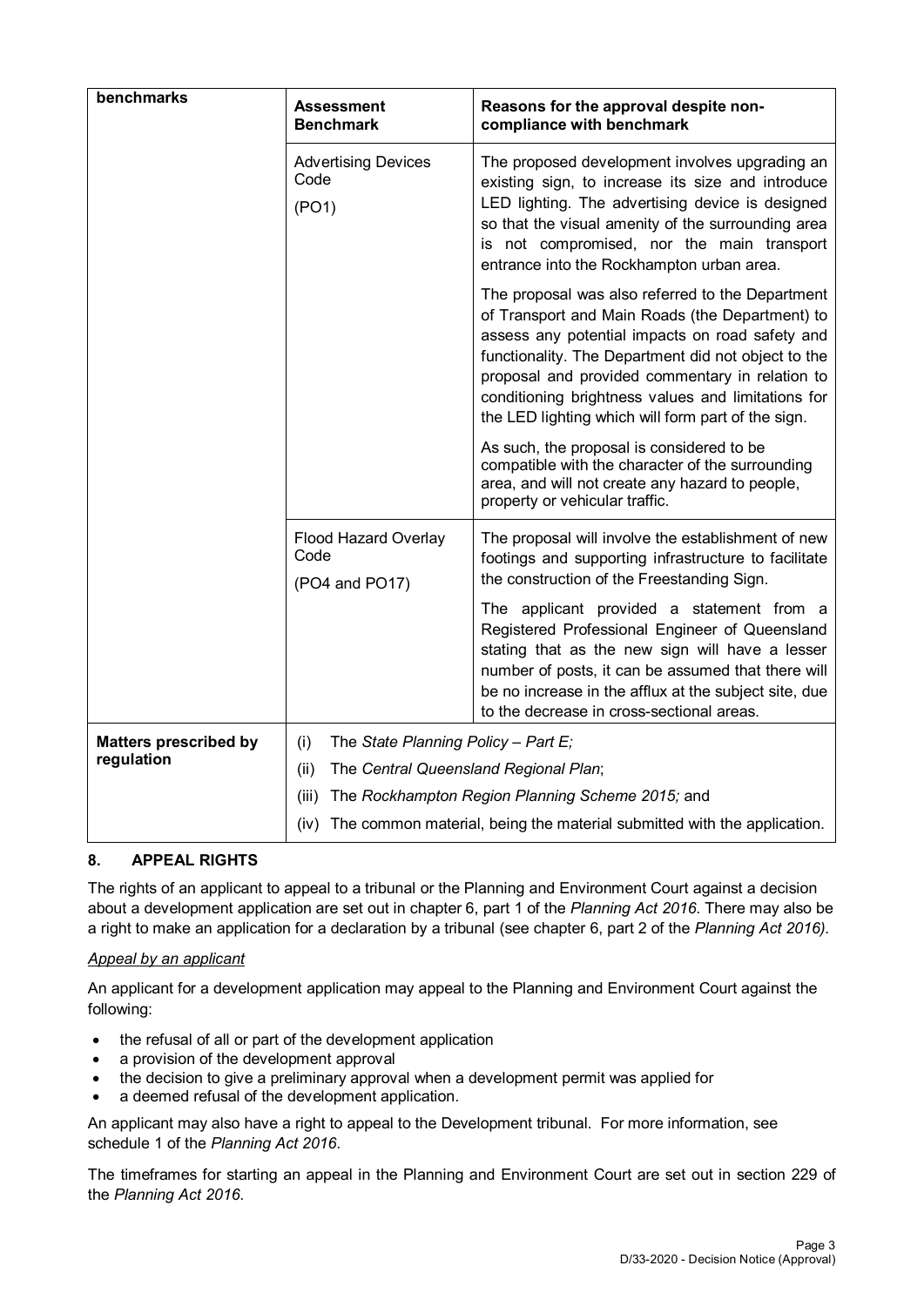| benchmarks | Assessment Benchmark | Reasons for the approval despite non-compliance with benchmark |
|---|---|---|
| | Advertising Devices Code<br>(PO1) | The proposed development involves upgrading an existing sign, to increase its size and introduce LED lighting. The advertising device is designed so that the visual amenity of the surrounding area is not compromised, nor the main transport entrance into the Rockhampton urban area.<br><br>The proposal was also referred to the Department of Transport and Main Roads (the Department) to assess any potential impacts on road safety and functionality. The Department did not object to the proposal and provided commentary in relation to conditioning brightness values and limitations for the LED lighting which will form part of the sign.<br><br>As such, the proposal is considered to be compatible with the character of the surrounding area, and will not create any hazard to people, property or vehicular traffic. |
| | Flood Hazard Overlay Code<br>(PO4 and PO17) | The proposal will involve the establishment of new footings and supporting infrastructure to facilitate the construction of the Freestanding Sign.<br><br>The applicant provided a statement from a Registered Professional Engineer of Queensland stating that as the new sign will have a lesser number of posts, it can be assumed that there will be no increase in the afflux at the subject site, due to the decrease in cross-sectional areas. |
| **Matters prescribed by regulation** | (i) The *State Planning Policy – Part E;*<br>(ii) The *Central Queensland Regional Plan*;<br>(iii) The *Rockhampton Region Planning Scheme 2015;* and<br>(iv) The common material, being the material submitted with the application. | |

## 8. APPEAL RIGHTS

The rights of an applicant to appeal to a tribunal or the Planning and Environment Court against a decision about a development application are set out in chapter 6, part 1 of the *Planning Act 2016*. There may also be a right to make an application for a declaration by a tribunal (see chapter 6, part 2 of the *Planning Act 2016).*

*Appeal by an applicant*

An applicant for a development application may appeal to the Planning and Environment Court against the following:

- the refusal of all or part of the development application
- a provision of the development approval
- the decision to give a preliminary approval when a development permit was applied for
- a deemed refusal of the development application.

An applicant may also have a right to appeal to the Development tribunal. For more information, see schedule 1 of the *Planning Act 2016*.

The timeframes for starting an appeal in the Planning and Environment Court are set out in section 229 of the *Planning Act 2016*.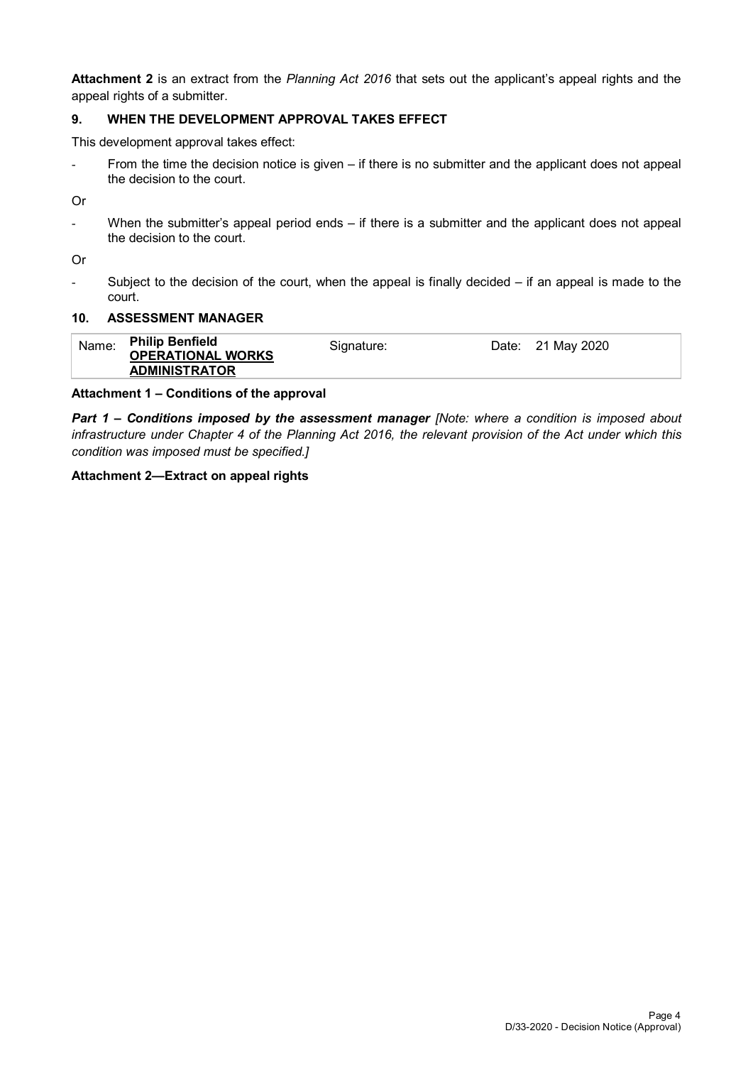**Attachment 2** is an extract from the *Planning Act 2016* that sets out the applicant's appeal rights and the appeal rights of a submitter.

## 9. WHEN THE DEVELOPMENT APPROVAL TAKES EFFECT

This development approval takes effect:

- From the time the decision notice is given – if there is no submitter and the applicant does not appeal the decision to the court.

Or

- When the submitter's appeal period ends – if there is a submitter and the applicant does not appeal the decision to the court.

Or

- Subject to the decision of the court, when the appeal is finally decided – if an appeal is made to the court.

## 10. ASSESSMENT MANAGER

| Name: | **Philip Benfield** **<u>OPERATIONAL WORKS ADMINISTRATOR</u>** | Signature: | Date: 21 May 2020 |
|---|---|---|---|

**Attachment 1 – Conditions of the approval**

***Part 1 – Conditions imposed by the assessment manager*** *[Note: where a condition is imposed about infrastructure under Chapter 4 of the Planning Act 2016, the relevant provision of the Act under which this condition was imposed must be specified.]*

**Attachment 2—Extract on appeal rights**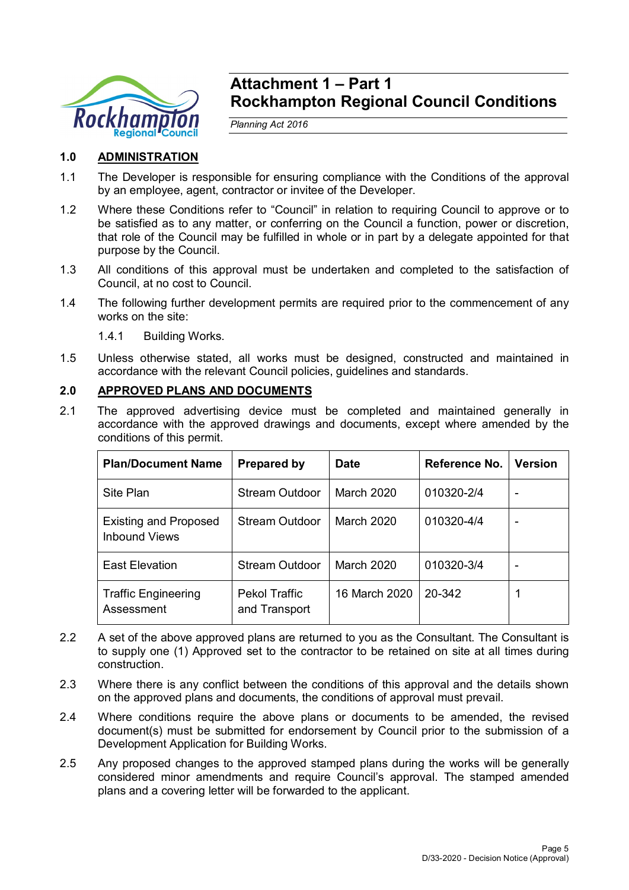# Attachment 1 – Part 1
# Rockhampton Regional Council Conditions

*Planning Act 2016*

## 1.0 ADMINISTRATION

1.1 The Developer is responsible for ensuring compliance with the Conditions of the approval by an employee, agent, contractor or invitee of the Developer.

1.2 Where these Conditions refer to "Council" in relation to requiring Council to approve or to be satisfied as to any matter, or conferring on the Council a function, power or discretion, that role of the Council may be fulfilled in whole or in part by a delegate appointed for that purpose by the Council.

1.3 All conditions of this approval must be undertaken and completed to the satisfaction of Council, at no cost to Council.

1.4 The following further development permits are required prior to the commencement of any works on the site:

1.4.1 Building Works.

1.5 Unless otherwise stated, all works must be designed, constructed and maintained in accordance with the relevant Council policies, guidelines and standards.

## 2.0 APPROVED PLANS AND DOCUMENTS

2.1 The approved advertising device must be completed and maintained generally in accordance with the approved drawings and documents, except where amended by the conditions of this permit.

| Plan/Document Name | Prepared by | Date | Reference No. | Version |
|---|---|---|---|---|
| Site Plan | Stream Outdoor | March 2020 | 010320-2/4 | - |
| Existing and Proposed Inbound Views | Stream Outdoor | March 2020 | 010320-4/4 | - |
| East Elevation | Stream Outdoor | March 2020 | 010320-3/4 | - |
| Traffic Engineering Assessment | Pekol Traffic and Transport | 16 March 2020 | 20-342 | 1 |

2.2 A set of the above approved plans are returned to you as the Consultant. The Consultant is to supply one (1) Approved set to the contractor to be retained on site at all times during construction.

2.3 Where there is any conflict between the conditions of this approval and the details shown on the approved plans and documents, the conditions of approval must prevail.

2.4 Where conditions require the above plans or documents to be amended, the revised document(s) must be submitted for endorsement by Council prior to the submission of a Development Application for Building Works.

2.5 Any proposed changes to the approved stamped plans during the works will be generally considered minor amendments and require Council's approval. The stamped amended plans and a covering letter will be forwarded to the applicant.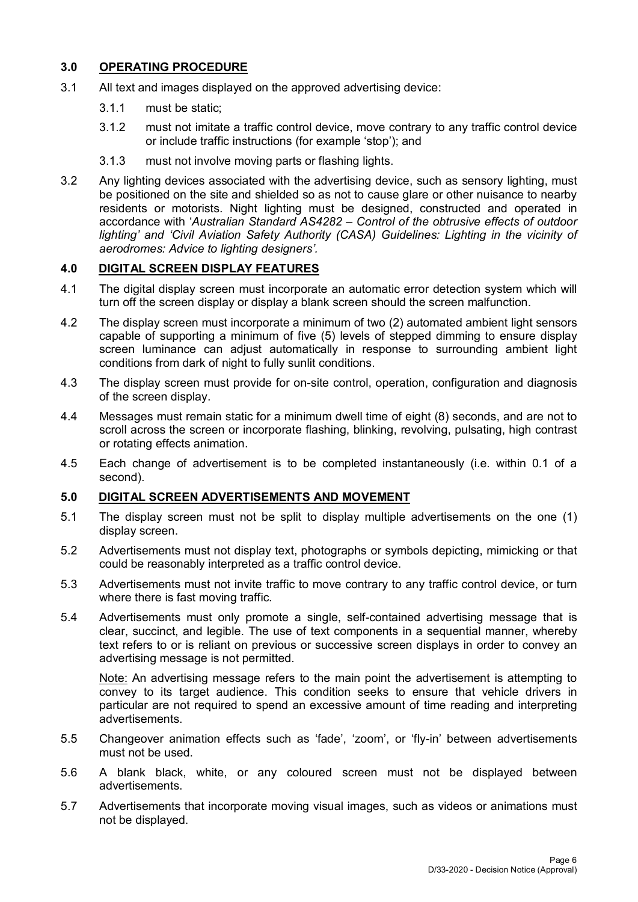## 3.0 OPERATING PROCEDURE

3.1 All text and images displayed on the approved advertising device:

- 3.1.1 must be static;
- 3.1.2 must not imitate a traffic control device, move contrary to any traffic control device or include traffic instructions (for example 'stop'); and
- 3.1.3 must not involve moving parts or flashing lights.

3.2 Any lighting devices associated with the advertising device, such as sensory lighting, must be positioned on the site and shielded so as not to cause glare or other nuisance to nearby residents or motorists. Night lighting must be designed, constructed and operated in accordance with '*Australian Standard AS4282 – Control of the obtrusive effects of outdoor lighting' and 'Civil Aviation Safety Authority (CASA) Guidelines: Lighting in the vicinity of aerodromes: Advice to lighting designers'.*

## 4.0 DIGITAL SCREEN DISPLAY FEATURES

4.1 The digital display screen must incorporate an automatic error detection system which will turn off the screen display or display a blank screen should the screen malfunction.

4.2 The display screen must incorporate a minimum of two (2) automated ambient light sensors capable of supporting a minimum of five (5) levels of stepped dimming to ensure display screen luminance can adjust automatically in response to surrounding ambient light conditions from dark of night to fully sunlit conditions.

4.3 The display screen must provide for on-site control, operation, configuration and diagnosis of the screen display.

4.4 Messages must remain static for a minimum dwell time of eight (8) seconds, and are not to scroll across the screen or incorporate flashing, blinking, revolving, pulsating, high contrast or rotating effects animation.

4.5 Each change of advertisement is to be completed instantaneously (i.e. within 0.1 of a second).

## 5.0 DIGITAL SCREEN ADVERTISEMENTS AND MOVEMENT

5.1 The display screen must not be split to display multiple advertisements on the one (1) display screen.

5.2 Advertisements must not display text, photographs or symbols depicting, mimicking or that could be reasonably interpreted as a traffic control device.

5.3 Advertisements must not invite traffic to move contrary to any traffic control device, or turn where there is fast moving traffic.

5.4 Advertisements must only promote a single, self-contained advertising message that is clear, succinct, and legible. The use of text components in a sequential manner, whereby text refers to or is reliant on previous or successive screen displays in order to convey an advertising message is not permitted.

<u>Note:</u> An advertising message refers to the main point the advertisement is attempting to convey to its target audience. This condition seeks to ensure that vehicle drivers in particular are not required to spend an excessive amount of time reading and interpreting advertisements.

5.5 Changeover animation effects such as 'fade', 'zoom', or 'fly-in' between advertisements must not be used.

5.6 A blank black, white, or any coloured screen must not be displayed between advertisements.

5.7 Advertisements that incorporate moving visual images, such as videos or animations must not be displayed.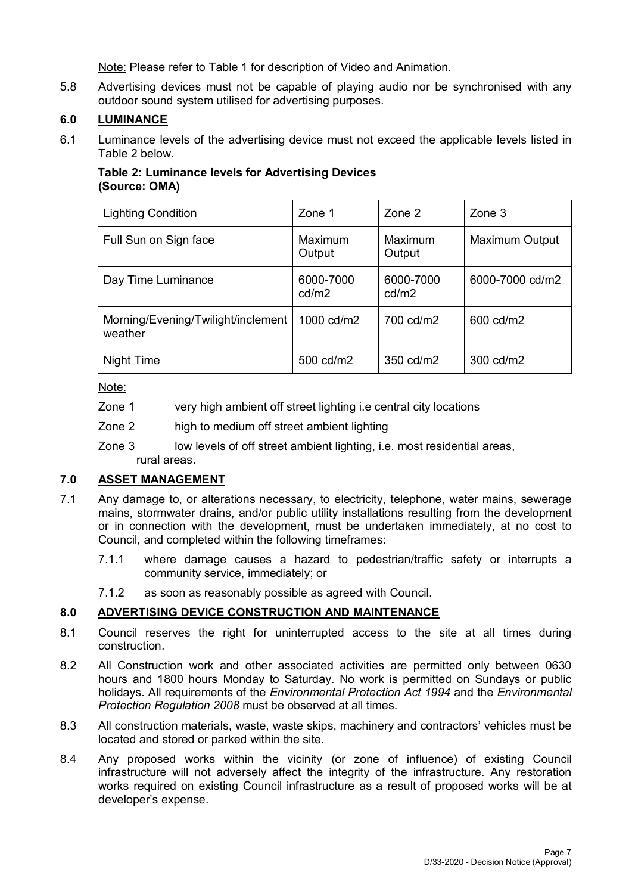Note: Please refer to Table 1 for description of Video and Animation.

5.8 Advertising devices must not be capable of playing audio nor be synchronised with any outdoor sound system utilised for advertising purposes.

## 6.0 LUMINANCE

6.1 Luminance levels of the advertising device must not exceed the applicable levels listed in Table 2 below.

**Table 2: Luminance levels for Advertising Devices (Source: OMA)**

| Lighting Condition | Zone 1 | Zone 2 | Zone 3 |
|---|---|---|---|
| Full Sun on Sign face | Maximum Output | Maximum Output | Maximum Output |
| Day Time Luminance | 6000-7000 cd/m2 | 6000-7000 cd/m2 | 6000-7000 cd/m2 |
| Morning/Evening/Twilight/inclement weather | 1000 cd/m2 | 700 cd/m2 | 600 cd/m2 |
| Night Time | 500 cd/m2 | 350 cd/m2 | 300 cd/m2 |

Note:

Zone 1 very high ambient off street lighting i.e central city locations

Zone 2 high to medium off street ambient lighting

Zone 3 low levels of off street ambient lighting, i.e. most residential areas, rural areas.

## 7.0 ASSET MANAGEMENT

7.1 Any damage to, or alterations necessary, to electricity, telephone, water mains, sewerage mains, stormwater drains, and/or public utility installations resulting from the development or in connection with the development, must be undertaken immediately, at no cost to Council, and completed within the following timeframes:

7.1.1 where damage causes a hazard to pedestrian/traffic safety or interrupts a community service, immediately; or

7.1.2 as soon as reasonably possible as agreed with Council.

## 8.0 ADVERTISING DEVICE CONSTRUCTION AND MAINTENANCE

8.1 Council reserves the right for uninterrupted access to the site at all times during construction.

8.2 All Construction work and other associated activities are permitted only between 0630 hours and 1800 hours Monday to Saturday. No work is permitted on Sundays or public holidays. All requirements of the *Environmental Protection Act 1994* and the *Environmental Protection Regulation 2008* must be observed at all times.

8.3 All construction materials, waste, waste skips, machinery and contractors' vehicles must be located and stored or parked within the site.

8.4 Any proposed works within the vicinity (or zone of influence) of existing Council infrastructure will not adversely affect the integrity of the infrastructure. Any restoration works required on existing Council infrastructure as a result of proposed works will be at developer's expense.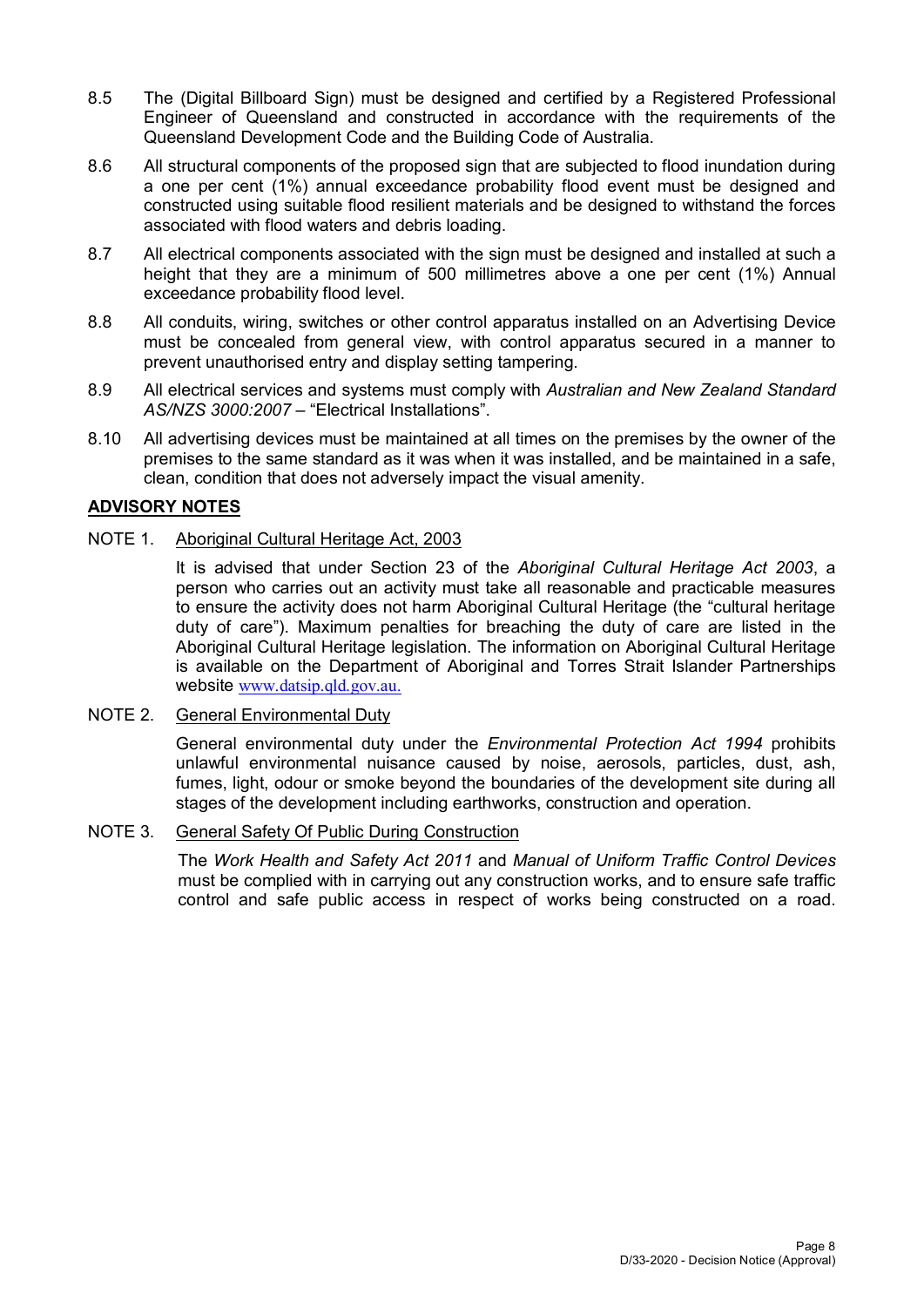8.5 The (Digital Billboard Sign) must be designed and certified by a Registered Professional Engineer of Queensland and constructed in accordance with the requirements of the Queensland Development Code and the Building Code of Australia.

8.6 All structural components of the proposed sign that are subjected to flood inundation during a one per cent (1%) annual exceedance probability flood event must be designed and constructed using suitable flood resilient materials and be designed to withstand the forces associated with flood waters and debris loading.

8.7 All electrical components associated with the sign must be designed and installed at such a height that they are a minimum of 500 millimetres above a one per cent (1%) Annual exceedance probability flood level.

8.8 All conduits, wiring, switches or other control apparatus installed on an Advertising Device must be concealed from general view, with control apparatus secured in a manner to prevent unauthorised entry and display setting tampering.

8.9 All electrical services and systems must comply with *Australian and New Zealand Standard AS/NZS 3000:2007* – "Electrical Installations".

8.10 All advertising devices must be maintained at all times on the premises by the owner of the premises to the same standard as it was when it was installed, and be maintained in a safe, clean, condition that does not adversely impact the visual amenity.

## ADVISORY NOTES

NOTE 1. Aboriginal Cultural Heritage Act, 2003

It is advised that under Section 23 of the *Aboriginal Cultural Heritage Act 2003*, a person who carries out an activity must take all reasonable and practicable measures to ensure the activity does not harm Aboriginal Cultural Heritage (the "cultural heritage duty of care"). Maximum penalties for breaching the duty of care are listed in the Aboriginal Cultural Heritage legislation. The information on Aboriginal Cultural Heritage is available on the Department of Aboriginal and Torres Strait Islander Partnerships website www.datsip.qld.gov.au.

NOTE 2. General Environmental Duty

General environmental duty under the *Environmental Protection Act 1994* prohibits unlawful environmental nuisance caused by noise, aerosols, particles, dust, ash, fumes, light, odour or smoke beyond the boundaries of the development site during all stages of the development including earthworks, construction and operation.

NOTE 3. General Safety Of Public During Construction

The *Work Health and Safety Act 2011* and *Manual of Uniform Traffic Control Devices* must be complied with in carrying out any construction works, and to ensure safe traffic control and safe public access in respect of works being constructed on a road.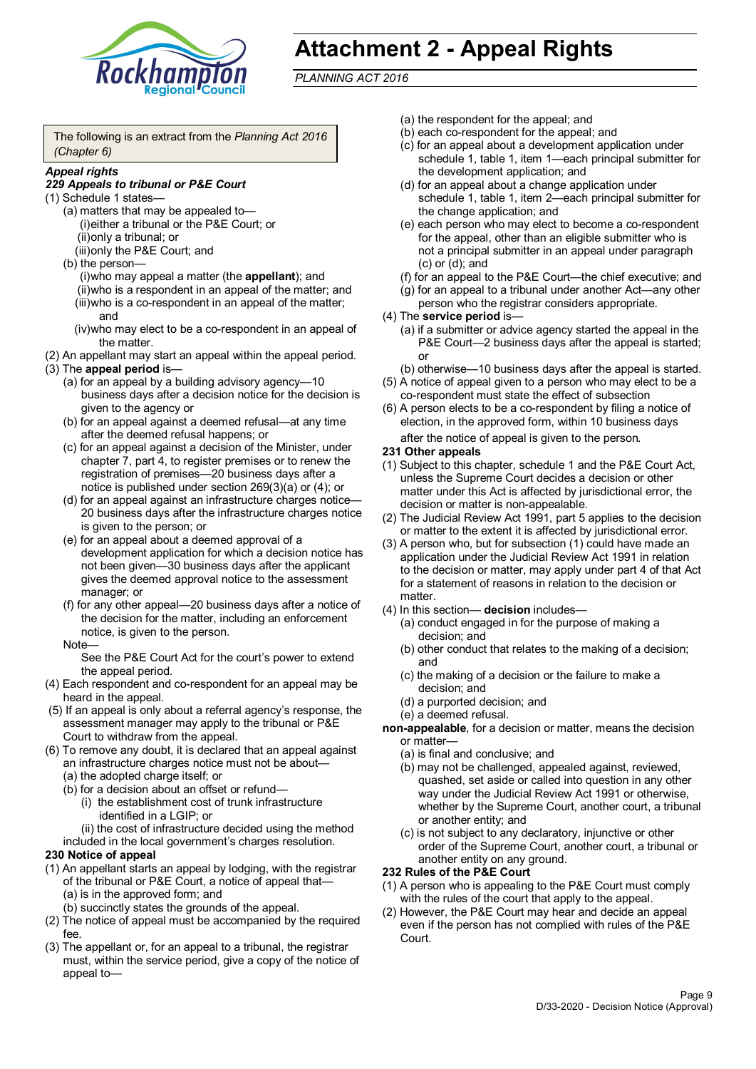# Attachment 2 - Appeal Rights

*PLANNING ACT 2016*

The following is an extract from the *Planning Act 2016 (Chapter 6)*

***Appeal rights***

***229 Appeals to tribunal or P&E Court***

(1) Schedule 1 states—

- (a) matters that may be appealed to—
  - (i) either a tribunal or the P&E Court; or
  - (ii) only a tribunal; or
  - (iii) only the P&E Court; and
- (b) the person—
  - (i) who may appeal a matter (the **appellant**); and
  - (ii) who is a respondent in an appeal of the matter; and
  - (iii) who is a co-respondent in an appeal of the matter; and
  - (iv) who may elect to be a co-respondent in an appeal of the matter.

(2) An appellant may start an appeal within the appeal period.

(3) The **appeal period** is—

- (a) for an appeal by a building advisory agency—10 business days after a decision notice for the decision is given to the agency or
- (b) for an appeal against a deemed refusal—at any time after the deemed refusal happens; or
- (c) for an appeal against a decision of the Minister, under chapter 7, part 4, to register premises or to renew the registration of premises—20 business days after a notice is published under section 269(3)(a) or (4); or
- (d) for an appeal against an infrastructure charges notice—20 business days after the infrastructure charges notice is given to the person; or
- (e) for an appeal about a deemed approval of a development application for which a decision notice has not been given—30 business days after the applicant gives the deemed approval notice to the assessment manager; or
- (f) for any other appeal—20 business days after a notice of the decision for the matter, including an enforcement notice, is given to the person.

Note—

See the P&E Court Act for the court's power to extend the appeal period.

(4) Each respondent and co-respondent for an appeal may be heard in the appeal.

(5) If an appeal is only about a referral agency's response, the assessment manager may apply to the tribunal or P&E Court to withdraw from the appeal.

(6) To remove any doubt, it is declared that an appeal against an infrastructure charges notice must not be about—

- (a) the adopted charge itself; or
- (b) for a decision about an offset or refund—
  - (i) the establishment cost of trunk infrastructure identified in a LGIP; or
  - (ii) the cost of infrastructure decided using the method included in the local government's charges resolution.

**230 Notice of appeal**

(1) An appellant starts an appeal by lodging, with the registrar of the tribunal or P&E Court, a notice of appeal that—

- (a) is in the approved form; and
- (b) succinctly states the grounds of the appeal.

(2) The notice of appeal must be accompanied by the required fee.

(3) The appellant or, for an appeal to a tribunal, the registrar must, within the service period, give a copy of the notice of appeal to—

- (a) the respondent for the appeal; and
- (b) each co-respondent for the appeal; and
- (c) for an appeal about a development application under schedule 1, table 1, item 1—each principal submitter for the development application; and
- (d) for an appeal about a change application under schedule 1, table 1, item 2—each principal submitter for the change application; and
- (e) each person who may elect to become a co-respondent for the appeal, other than an eligible submitter who is not a principal submitter in an appeal under paragraph (c) or (d); and
- (f) for an appeal to the P&E Court—the chief executive; and
- (g) for an appeal to a tribunal under another Act—any other person who the registrar considers appropriate.

(4) The **service period** is—

- (a) if a submitter or advice agency started the appeal in the P&E Court—2 business days after the appeal is started; or
- (b) otherwise—10 business days after the appeal is started.

(5) A notice of appeal given to a person who may elect to be a co-respondent must state the effect of subsection

(6) A person elects to be a co-respondent by filing a notice of election, in the approved form, within 10 business days after the notice of appeal is given to the person.

**231 Other appeals**

(1) Subject to this chapter, schedule 1 and the P&E Court Act, unless the Supreme Court decides a decision or other matter under this Act is affected by jurisdictional error, the decision or matter is non-appealable.

(2) The Judicial Review Act 1991, part 5 applies to the decision or matter to the extent it is affected by jurisdictional error.

(3) A person who, but for subsection (1) could have made an application under the Judicial Review Act 1991 in relation to the decision or matter, may apply under part 4 of that Act for a statement of reasons in relation to the decision or matter.

(4) In this section— **decision** includes—

- (a) conduct engaged in for the purpose of making a decision; and
- (b) other conduct that relates to the making of a decision; and
- (c) the making of a decision or the failure to make a decision; and
- (d) a purported decision; and
- (e) a deemed refusal.

**non-appealable**, for a decision or matter, means the decision or matter—

- (a) is final and conclusive; and
- (b) may not be challenged, appealed against, reviewed, quashed, set aside or called into question in any other way under the Judicial Review Act 1991 or otherwise, whether by the Supreme Court, another court, a tribunal or another entity; and
- (c) is not subject to any declaratory, injunctive or other order of the Supreme Court, another court, a tribunal or another entity on any ground.

**232 Rules of the P&E Court**

(1) A person who is appealing to the P&E Court must comply with the rules of the court that apply to the appeal.

(2) However, the P&E Court may hear and decide an appeal even if the person has not complied with rules of the P&E Court.

D/33-2020 - Decision Notice (Approval)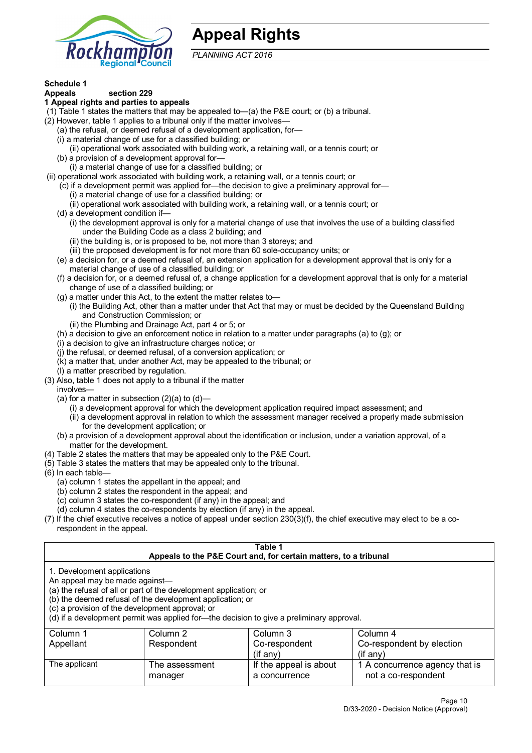# Appeal Rights

*PLANNING ACT 2016*

**Schedule 1**
**Appeals section 229**
**1 Appeal rights and parties to appeals**

(1) Table 1 states the matters that may be appealed to—(a) the P&E court; or (b) a tribunal.

(2) However, table 1 applies to a tribunal only if the matter involves—

(a) the refusal, or deemed refusal of a development application, for—

(i) a material change of use for a classified building; or

(ii) operational work associated with building work, a retaining wall, or a tennis court; or

(b) a provision of a development approval for—

(i) a material change of use for a classified building; or

(ii) operational work associated with building work, a retaining wall, or a tennis court; or

(c) if a development permit was applied for—the decision to give a preliminary approval for—

(i) a material change of use for a classified building; or

(ii) operational work associated with building work, a retaining wall, or a tennis court; or

(d) a development condition if—

(i) the development approval is only for a material change of use that involves the use of a building classified under the Building Code as a class 2 building; and

(ii) the building is, or is proposed to be, not more than 3 storeys; and

(iii) the proposed development is for not more than 60 sole-occupancy units; or

(e) a decision for, or a deemed refusal of, an extension application for a development approval that is only for a material change of use of a classified building; or

(f) a decision for, or a deemed refusal of, a change application for a development approval that is only for a material change of use of a classified building; or

(g) a matter under this Act, to the extent the matter relates to—

(i) the Building Act, other than a matter under that Act that may or must be decided by the Queensland Building and Construction Commission; or

(ii) the Plumbing and Drainage Act, part 4 or 5; or

(h) a decision to give an enforcement notice in relation to a matter under paragraphs (a) to (g); or

(i) a decision to give an infrastructure charges notice; or

(j) the refusal, or deemed refusal, of a conversion application; or

(k) a matter that, under another Act, may be appealed to the tribunal; or

(l) a matter prescribed by regulation.

(3) Also, table 1 does not apply to a tribunal if the matter involves—

(a) for a matter in subsection (2)(a) to (d)—

(i) a development approval for which the development application required impact assessment; and

(ii) a development approval in relation to which the assessment manager received a properly made submission for the development application; or

(b) a provision of a development approval about the identification or inclusion, under a variation approval, of a matter for the development.

(4) Table 2 states the matters that may be appealed only to the P&E Court.

(5) Table 3 states the matters that may be appealed only to the tribunal.

(6) In each table—

(a) column 1 states the appellant in the appeal; and

(b) column 2 states the respondent in the appeal; and

(c) column 3 states the co-respondent (if any) in the appeal; and

(d) column 4 states the co-respondents by election (if any) in the appeal.

(7) If the chief executive receives a notice of appeal under section 230(3)(f), the chief executive may elect to be a co-respondent in the appeal.

**Table 1**
**Appeals to the P&E Court and, for certain matters, to a tribunal**

1. Development applications

An appeal may be made against—

(a) the refusal of all or part of the development application; or

(b) the deemed refusal of the development application; or

(c) a provision of the development approval; or

(d) if a development permit was applied for—the decision to give a preliminary approval.

| Column 1<br>Appellant | Column 2<br>Respondent | Column 3<br>Co-respondent<br>(if any) | Column 4<br>Co-respondent by election<br>(if any) |
|---|---|---|---|
| The applicant | The assessment manager | If the appeal is about a concurrence | 1 A concurrence agency that is not a co-respondent |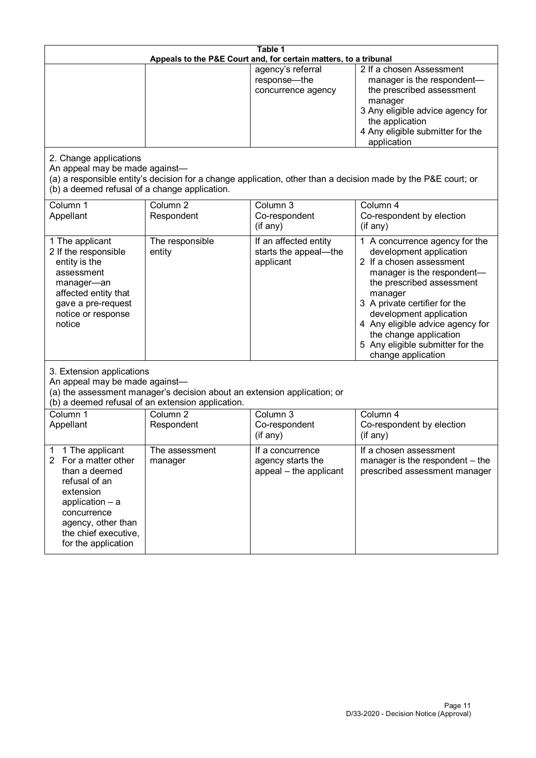**Table 1**
**Appeals to the P&E Court and, for certain matters, to a tribunal**

| | | | |
|---|---|---|---|
| | | agency's referral response—the concurrence agency | 2 If a chosen Assessment manager is the respondent—the prescribed assessment manager<br>3 Any eligible advice agency for the application<br>4 Any eligible submitter for the application |

2. Change applications
An appeal may be made against—
(a) a responsible entity's decision for a change application, other than a decision made by the P&E court; or
(b) a deemed refusal of a change application.

| Column 1<br>Appellant | Column 2<br>Respondent | Column 3<br>Co-respondent<br>(if any) | Column 4<br>Co-respondent by election<br>(if any) |
|---|---|---|---|
| 1 The applicant<br>2 If the responsible entity is the assessment manager—an affected entity that gave a pre-request notice or response notice | The responsible entity | If an affected entity starts the appeal—the applicant | 1 A concurrence agency for the development application<br>2 If a chosen assessment manager is the respondent—the prescribed assessment manager<br>3 A private certifier for the development application<br>4 Any eligible advice agency for the change application<br>5 Any eligible submitter for the change application |

3. Extension applications
An appeal may be made against—
(a) the assessment manager's decision about an extension application; or
(b) a deemed refusal of an extension application.

| Column 1<br>Appellant | Column 2<br>Respondent | Column 3<br>Co-respondent<br>(if any) | Column 4<br>Co-respondent by election<br>(if any) |
|---|---|---|---|
| 1 1 The applicant<br>2 For a matter other than a deemed refusal of an extension application – a concurrence agency, other than the chief executive, for the application | The assessment manager | If a concurrence agency starts the appeal – the applicant | If a chosen assessment manager is the respondent – the prescribed assessment manager |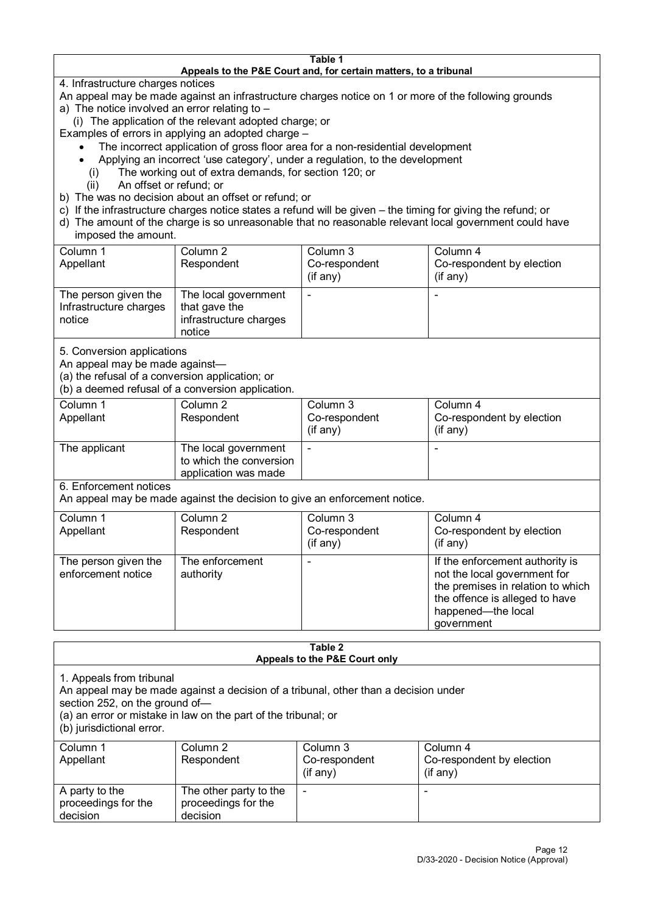**Table 1**
**Appeals to the P&E Court and, for certain matters, to a tribunal**

4. Infrastructure charges notices

An appeal may be made against an infrastructure charges notice on 1 or more of the following grounds

a) The notice involved an error relating to –

 (i) The application of the relevant adopted charge; or

Examples of errors in applying an adopted charge –

- The incorrect application of gross floor area for a non-residential development
- Applying an incorrect 'use category', under a regulation, to the development

 (i) The working out of extra demands, for section 120; or

 (ii) An offset or refund; or

b) The was no decision about an offset or refund; or

c) If the infrastructure charges notice states a refund will be given – the timing for giving the refund; or

d) The amount of the charge is so unreasonable that no reasonable relevant local government could have imposed the amount.

| Column 1<br>Appellant | Column 2<br>Respondent | Column 3<br>Co-respondent<br>(if any) | Column 4<br>Co-respondent by election<br>(if any) |
|---|---|---|---|
| The person given the Infrastructure charges notice | The local government that gave the infrastructure charges notice | - | - |

5. Conversion applications

An appeal may be made against—

(a) the refusal of a conversion application; or

(b) a deemed refusal of a conversion application.

| Column 1<br>Appellant | Column 2<br>Respondent | Column 3<br>Co-respondent<br>(if any) | Column 4<br>Co-respondent by election<br>(if any) |
|---|---|---|---|
| The applicant | The local government to which the conversion application was made | - | - |

6. Enforcement notices

An appeal may be made against the decision to give an enforcement notice.

| Column 1<br>Appellant | Column 2<br>Respondent | Column 3<br>Co-respondent<br>(if any) | Column 4<br>Co-respondent by election<br>(if any) |
|---|---|---|---|
| The person given the enforcement notice | The enforcement authority | - | If the enforcement authority is not the local government for the premises in relation to which the offence is alleged to have happened—the local government |

**Table 2**
**Appeals to the P&E Court only**

1. Appeals from tribunal

An appeal may be made against a decision of a tribunal, other than a decision under section 252, on the ground of—

(a) an error or mistake in law on the part of the tribunal; or

(b) jurisdictional error.

| Column 1<br>Appellant | Column 2<br>Respondent | Column 3<br>Co-respondent<br>(if any) | Column 4<br>Co-respondent by election<br>(if any) |
|---|---|---|---|
| A party to the proceedings for the decision | The other party to the proceedings for the decision | - | - |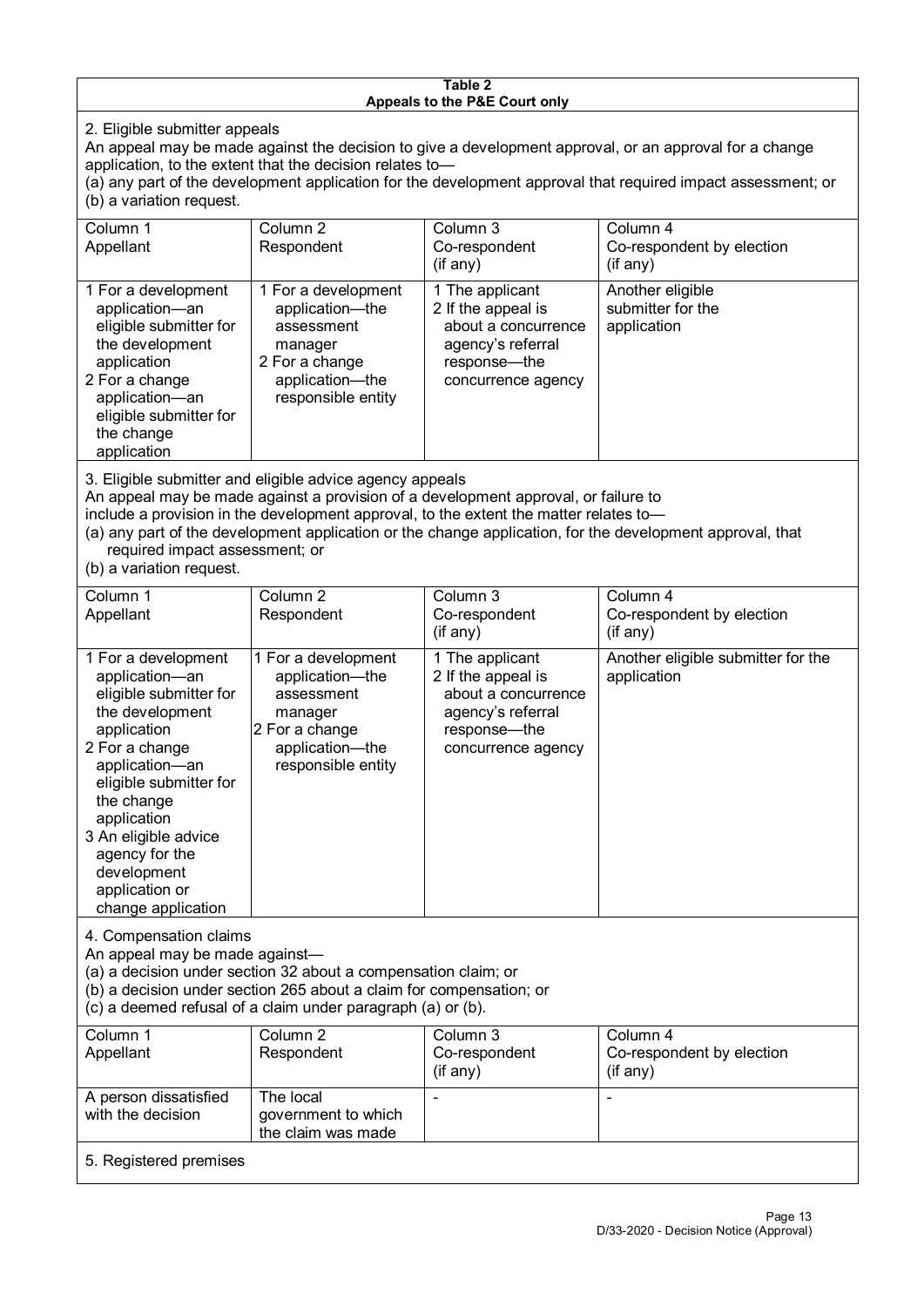**Table 2**
**Appeals to the P&E Court only**

2. Eligible submitter appeals

An appeal may be made against the decision to give a development approval, or an approval for a change application, to the extent that the decision relates to—

(a) any part of the development application for the development approval that required impact assessment; or

(b) a variation request.

| Column 1<br>Appellant | Column 2<br>Respondent | Column 3<br>Co-respondent<br>(if any) | Column 4<br>Co-respondent by election<br>(if any) |
|---|---|---|---|
| 1 For a development application—an eligible submitter for the development application<br>2 For a change application—an eligible submitter for the change application | 1 For a development application—the assessment manager<br>2 For a change application—the responsible entity | 1 The applicant<br>2 If the appeal is about a concurrence agency's referral response—the concurrence agency | Another eligible submitter for the application |

3. Eligible submitter and eligible advice agency appeals

An appeal may be made against a provision of a development approval, or failure to include a provision in the development approval, to the extent the matter relates to—

(a) any part of the development application or the change application, for the development approval, that required impact assessment; or

(b) a variation request.

| Column 1<br>Appellant | Column 2<br>Respondent | Column 3<br>Co-respondent<br>(if any) | Column 4<br>Co-respondent by election<br>(if any) |
|---|---|---|---|
| 1 For a development application—an eligible submitter for the development application<br>2 For a change application—an eligible submitter for the change application<br>3 An eligible advice agency for the development application or change application | 1 For a development application—the assessment manager<br>2 For a change application—the responsible entity | 1 The applicant<br>2 If the appeal is about a concurrence agency's referral response—the concurrence agency | Another eligible submitter for the application |

4. Compensation claims

An appeal may be made against—

(a) a decision under section 32 about a compensation claim; or

(b) a decision under section 265 about a claim for compensation; or

(c) a deemed refusal of a claim under paragraph (a) or (b).

| Column 1<br>Appellant | Column 2<br>Respondent | Column 3<br>Co-respondent<br>(if any) | Column 4<br>Co-respondent by election<br>(if any) |
|---|---|---|---|
| A person dissatisfied with the decision | The local government to which the claim was made | - | - |

5. Registered premises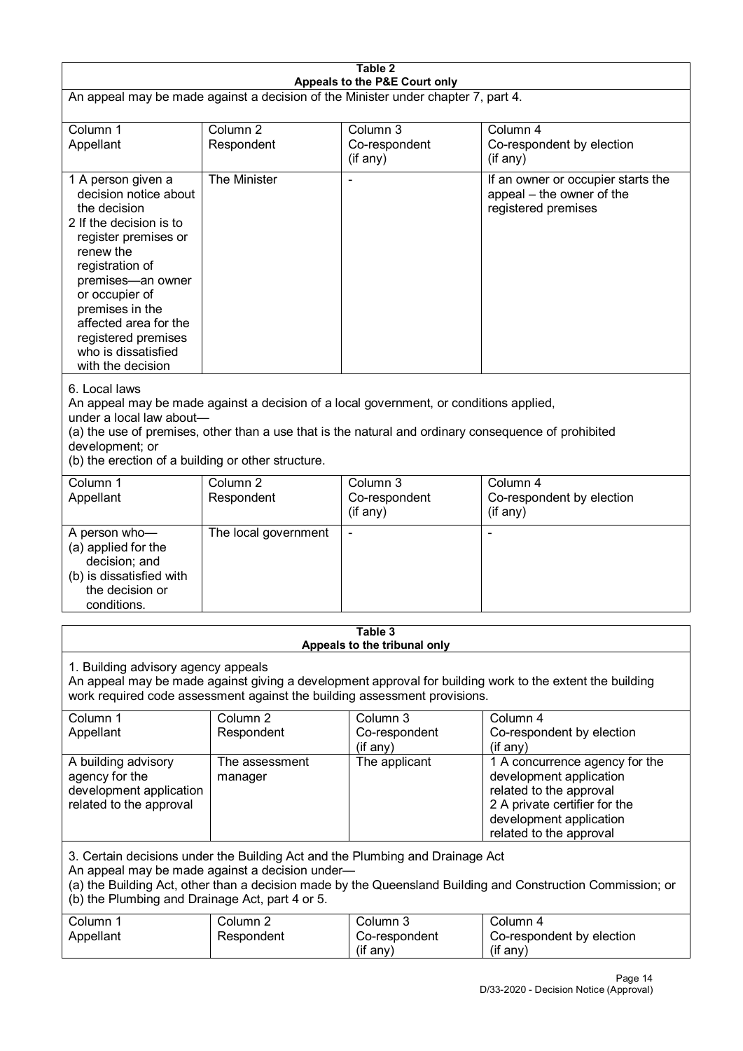**Table 2**
**Appeals to the P&E Court only**

An appeal may be made against a decision of the Minister under chapter 7, part 4.

| Column 1<br>Appellant | Column 2<br>Respondent | Column 3<br>Co-respondent<br>(if any) | Column 4<br>Co-respondent by election<br>(if any) |
|---|---|---|---|
| 1 A person given a decision notice about the decision<br>2 If the decision is to register premises or renew the registration of premises—an owner or occupier of premises in the affected area for the registered premises who is dissatisfied with the decision | The Minister | - | If an owner or occupier starts the appeal – the owner of the registered premises |

6. Local laws

An appeal may be made against a decision of a local government, or conditions applied, under a local law about—

(a) the use of premises, other than a use that is the natural and ordinary consequence of prohibited development; or

(b) the erection of a building or other structure.

| Column 1<br>Appellant | Column 2<br>Respondent | Column 3<br>Co-respondent<br>(if any) | Column 4<br>Co-respondent by election<br>(if any) |
|---|---|---|---|
| A person who—<br>(a) applied for the decision; and<br>(b) is dissatisfied with the decision or conditions. | The local government | - | - |

**Table 3**
**Appeals to the tribunal only**

1. Building advisory agency appeals

An appeal may be made against giving a development approval for building work to the extent the building work required code assessment against the building assessment provisions.

| Column 1<br>Appellant | Column 2<br>Respondent | Column 3<br>Co-respondent<br>(if any) | Column 4<br>Co-respondent by election<br>(if any) |
|---|---|---|---|
| A building advisory agency for the development application related to the approval | The assessment manager | The applicant | 1 A concurrence agency for the development application related to the approval<br>2 A private certifier for the development application related to the approval |

3. Certain decisions under the Building Act and the Plumbing and Drainage Act

An appeal may be made against a decision under—

(a) the Building Act, other than a decision made by the Queensland Building and Construction Commission; or

(b) the Plumbing and Drainage Act, part 4 or 5.

| Column 1<br>Appellant | Column 2<br>Respondent | Column 3<br>Co-respondent<br>(if any) | Column 4<br>Co-respondent by election<br>(if any) |
|---|---|---|---|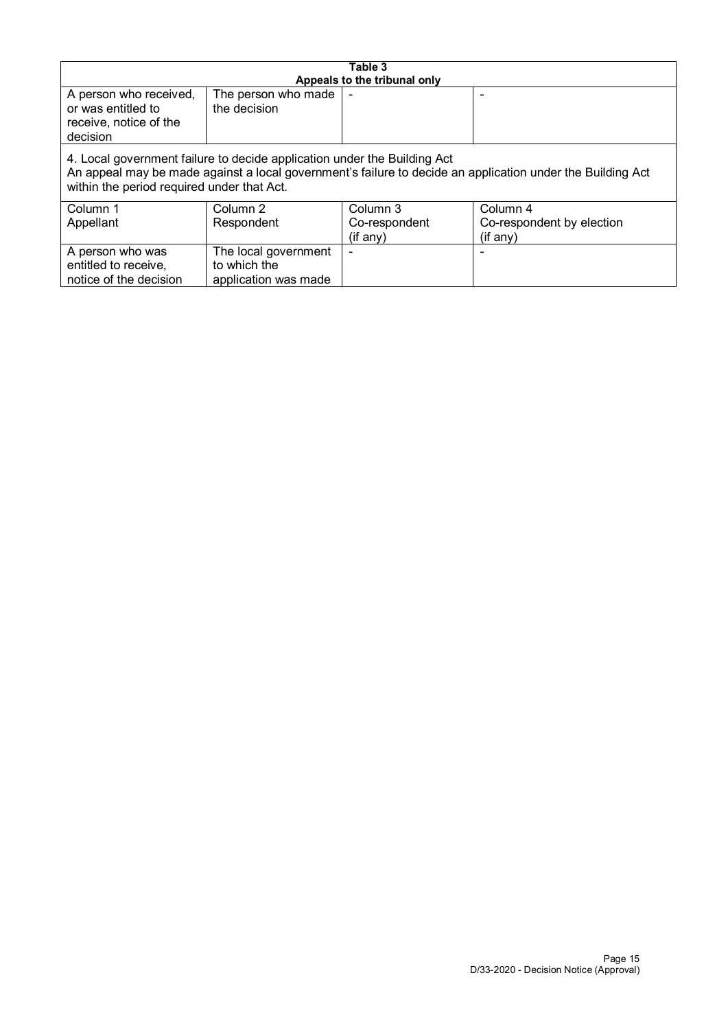| Table 3 | | | |
|---|---|---|---|
| **Appeals to the tribunal only** | | | |
| A person who received, or was entitled to receive, notice of the decision | The person who made the decision | - | - |
| 4. Local government failure to decide application under the Building Act<br>An appeal may be made against a local government's failure to decide an application under the Building Act within the period required under that Act. | | | |
| Column 1<br>Appellant | Column 2<br>Respondent | Column 3<br>Co-respondent<br>(if any) | Column 4<br>Co-respondent by election<br>(if any) |
| A person who was entitled to receive, notice of the decision | The local government to which the application was made | - | - |